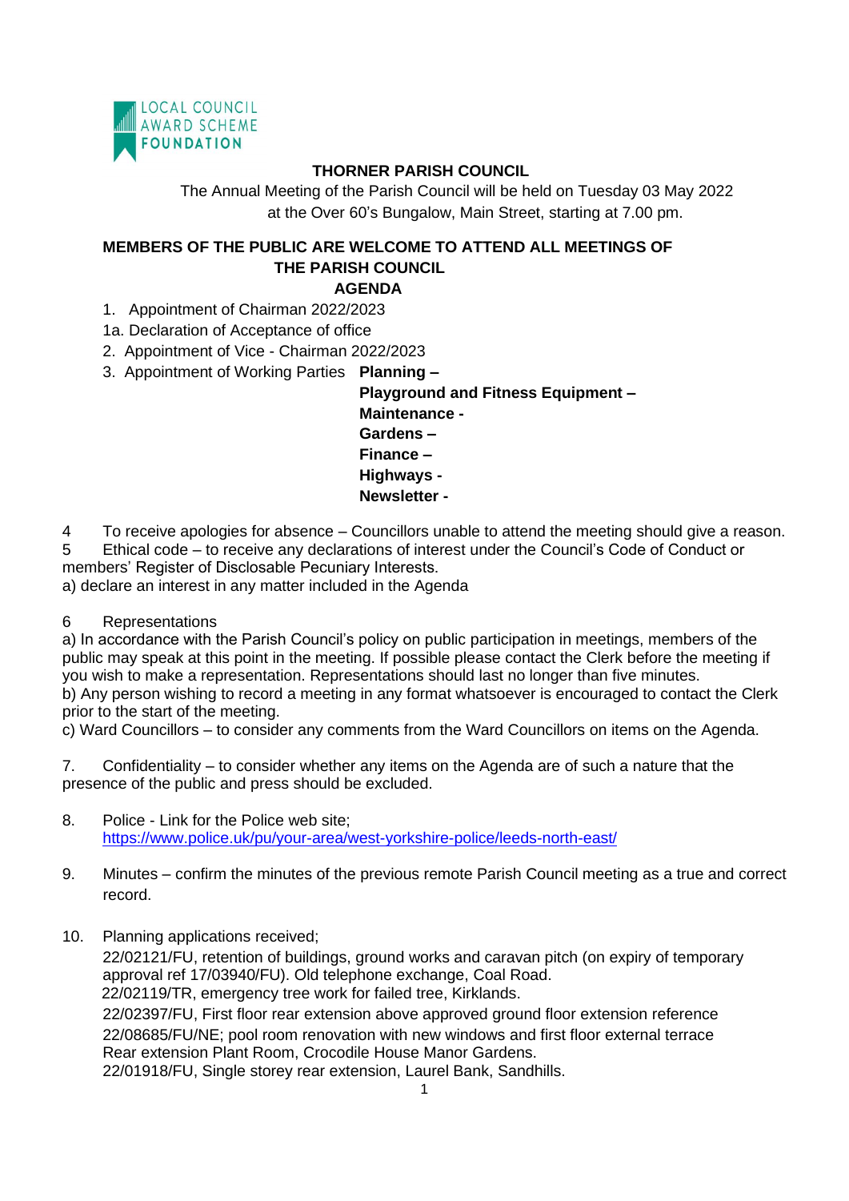LOCAL COUNCIL AWARD SCHEME FOUNDATION

# THORNER PARISH COUNCIL

The Annual Meeting of the Parish Council will be held on Tuesday 03 May 2022 at the Over 60's Bungalow, Main Street, starting at 7.00 pm.

**MEMBERS OF THE PUBLIC ARE WELCOME TO ATTEND ALL MEETINGS OF THE PARISH COUNCIL**

## AGENDA

1. Appointment of Chairman 2022/2023

1a. Declaration of Acceptance of office

2. Appointment of Vice - Chairman 2022/2023
3. Appointment of Working Parties **Planning –**
   **Playground and Fitness Equipment –**
   **Maintenance -**
   **Gardens –**
   **Finance –**
   **Highways -**
   **Newsletter -**

4 To receive apologies for absence – Councillors unable to attend the meeting should give a reason.

5 Ethical code – to receive any declarations of interest under the Council's Code of Conduct or members' Register of Disclosable Pecuniary Interests.

a) declare an interest in any matter included in the Agenda

6 Representations

a) In accordance with the Parish Council's policy on public participation in meetings, members of the public may speak at this point in the meeting. If possible please contact the Clerk before the meeting if you wish to make a representation. Representations should last no longer than five minutes.

b) Any person wishing to record a meeting in any format whatsoever is encouraged to contact the Clerk prior to the start of the meeting.

c) Ward Councillors – to consider any comments from the Ward Councillors on items on the Agenda.

7. Confidentiality – to consider whether any items on the Agenda are of such a nature that the presence of the public and press should be excluded.

8. Police - Link for the Police web site; https://www.police.uk/pu/your-area/west-yorkshire-police/leeds-north-east/

9. Minutes – confirm the minutes of the previous remote Parish Council meeting as a true and correct record.

10. Planning applications received;
    22/02121/FU, retention of buildings, ground works and caravan pitch (on expiry of temporary approval ref 17/03940/FU). Old telephone exchange, Coal Road.
    22/02119/TR, emergency tree work for failed tree, Kirklands.
    22/02397/FU, First floor rear extension above approved ground floor extension reference 22/08685/FU/NE; pool room renovation with new windows and first floor external terrace Rear extension Plant Room, Crocodile House Manor Gardens.
    22/01918/FU, Single storey rear extension, Laurel Bank, Sandhills.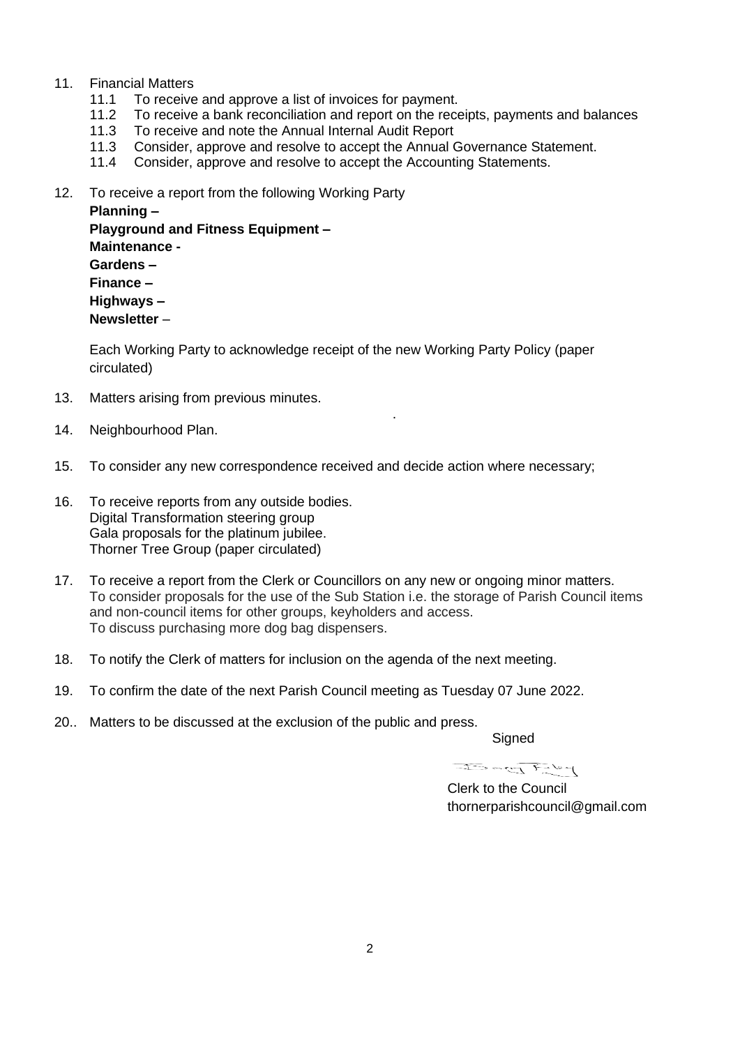11. Financial Matters
    - 11.1 To receive and approve a list of invoices for payment.
    - 11.2 To receive a bank reconciliation and report on the receipts, payments and balances
    - 11.3 To receive and note the Annual Internal Audit Report
    - 11.3 Consider, approve and resolve to accept the Annual Governance Statement.
    - 11.4 Consider, approve and resolve to accept the Accounting Statements.

12. To receive a report from the following Working Party

    **Planning –**
    **Playground and Fitness Equipment –**
    **Maintenance -**
    **Gardens –**
    **Finance –**
    **Highways –**
    **Newsletter** –

    Each Working Party to acknowledge receipt of the new Working Party Policy (paper circulated)

13. Matters arising from previous minutes.

14. Neighbourhood Plan.

15. To consider any new correspondence received and decide action where necessary;

16. To receive reports from any outside bodies.
    Digital Transformation steering group
    Gala proposals for the platinum jubilee.
    Thorner Tree Group (paper circulated)

17. To receive a report from the Clerk or Councillors on any new or ongoing minor matters.
    To consider proposals for the use of the Sub Station i.e. the storage of Parish Council items and non-council items for other groups, keyholders and access.
    To discuss purchasing more dog bag dispensers.

18. To notify the Clerk of matters for inclusion on the agenda of the next meeting.

19. To confirm the date of the next Parish Council meeting as Tuesday 07 June 2022.

20.. Matters to be discussed at the exclusion of the public and press.

Signed

Clerk to the Council
thornerparishcouncil@gmail.com